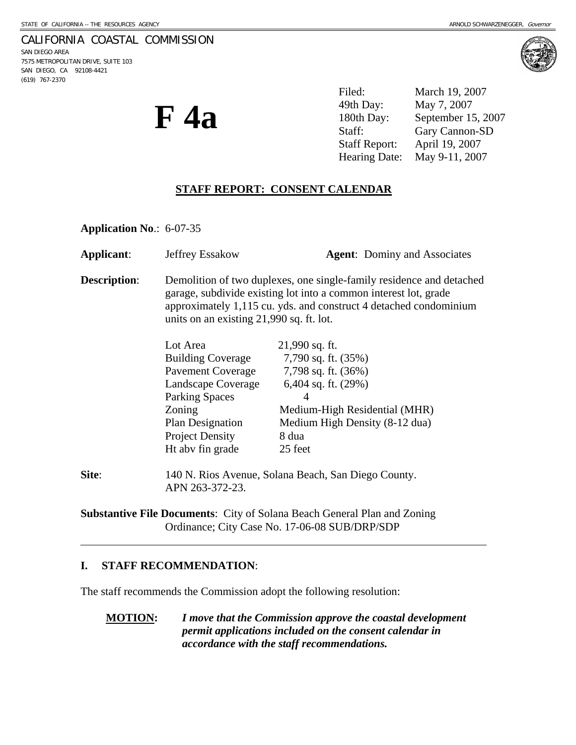STATE OF CALIFORNIA -- THE RESOURCES AGENCY ARNOLD SCHWARZENEGGER, *Governor*

CALIFORNIA COASTAL COMMISSION
SAN DIEGO AREA
7575 METROPOLITAN DRIVE, SUITE 103
SAN DIEGO, CA 92108-4421
(619) 767-2370

# F 4a

| | |
|---|---|
| Filed: | March 19, 2007 |
| 49th Day: | May 7, 2007 |
| 180th Day: | September 15, 2007 |
| Staff: | Gary Cannon-SD |
| Staff Report: | April 19, 2007 |
| Hearing Date: | May 9-11, 2007 |

## STAFF REPORT: CONSENT CALENDAR

**Application No**.: 6-07-35

**Applicant**: Jeffrey Essakow **Agent**: Dominy and Associates

**Description**: Demolition of two duplexes, one single-family residence and detached garage, subdivide existing lot into a common interest lot, grade approximately 1,115 cu. yds. and construct 4 detached condominium units on an existing 21,990 sq. ft. lot.

| | |
|---|---|
| Lot Area | 21,990 sq. ft. |
| Building Coverage | 7,790 sq. ft. (35%) |
| Pavement Coverage | 7,798 sq. ft. (36%) |
| Landscape Coverage | 6,404 sq. ft. (29%) |
| Parking Spaces | 4 |
| Zoning | Medium-High Residential (MHR) |
| Plan Designation | Medium High Density (8-12 dua) |
| Project Density | 8 dua |
| Ht abv fin grade | 25 feet |

**Site**: 140 N. Rios Avenue, Solana Beach, San Diego County. APN 263-372-23.

**Substantive File Documents**: City of Solana Beach General Plan and Zoning Ordinance; City Case No. 17-06-08 SUB/DRP/SDP

---

## I. STAFF RECOMMENDATION:

The staff recommends the Commission adopt the following resolution:

**MOTION:** ***I move that the Commission approve the coastal development permit applications included on the consent calendar in accordance with the staff recommendations.***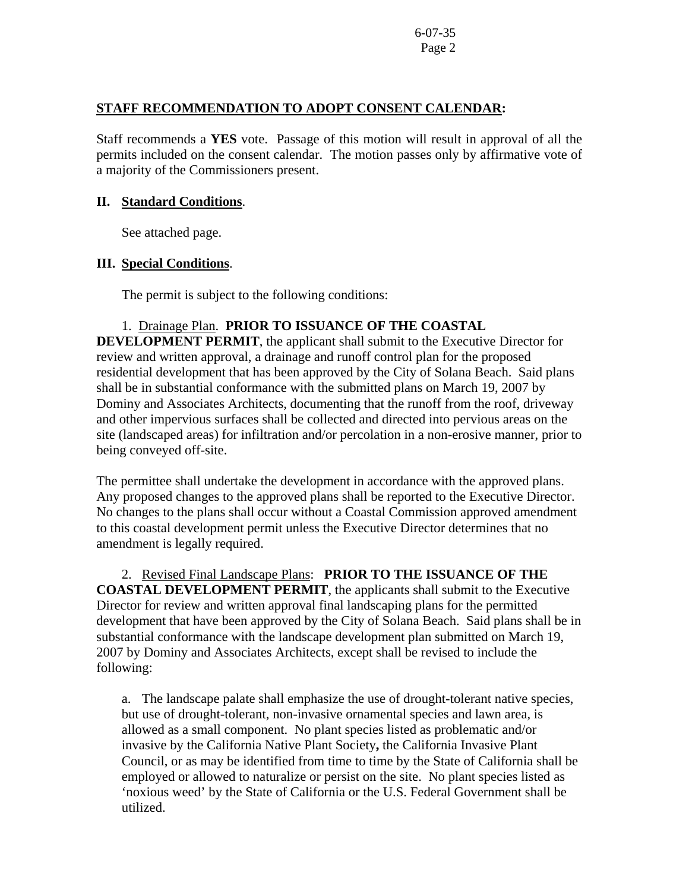**STAFF RECOMMENDATION TO ADOPT CONSENT CALENDAR:**

Staff recommends a **YES** vote. Passage of this motion will result in approval of all the permits included on the consent calendar. The motion passes only by affirmative vote of a majority of the Commissioners present.

## II. Standard Conditions.

See attached page.

## III. Special Conditions.

The permit is subject to the following conditions:

1. Drainage Plan. **PRIOR TO ISSUANCE OF THE COASTAL DEVELOPMENT PERMIT**, the applicant shall submit to the Executive Director for review and written approval, a drainage and runoff control plan for the proposed residential development that has been approved by the City of Solana Beach. Said plans shall be in substantial conformance with the submitted plans on March 19, 2007 by Dominy and Associates Architects, documenting that the runoff from the roof, driveway and other impervious surfaces shall be collected and directed into pervious areas on the site (landscaped areas) for infiltration and/or percolation in a non-erosive manner, prior to being conveyed off-site.

The permittee shall undertake the development in accordance with the approved plans. Any proposed changes to the approved plans shall be reported to the Executive Director. No changes to the plans shall occur without a Coastal Commission approved amendment to this coastal development permit unless the Executive Director determines that no amendment is legally required.

2. Revised Final Landscape Plans: **PRIOR TO THE ISSUANCE OF THE COASTAL DEVELOPMENT PERMIT**, the applicants shall submit to the Executive Director for review and written approval final landscaping plans for the permitted development that have been approved by the City of Solana Beach. Said plans shall be in substantial conformance with the landscape development plan submitted on March 19, 2007 by Dominy and Associates Architects, except shall be revised to include the following:

   a. The landscape palate shall emphasize the use of drought-tolerant native species, but use of drought-tolerant, non-invasive ornamental species and lawn area, is allowed as a small component. No plant species listed as problematic and/or invasive by the California Native Plant Society**,** the California Invasive Plant Council, or as may be identified from time to time by the State of California shall be employed or allowed to naturalize or persist on the site. No plant species listed as 'noxious weed' by the State of California or the U.S. Federal Government shall be utilized.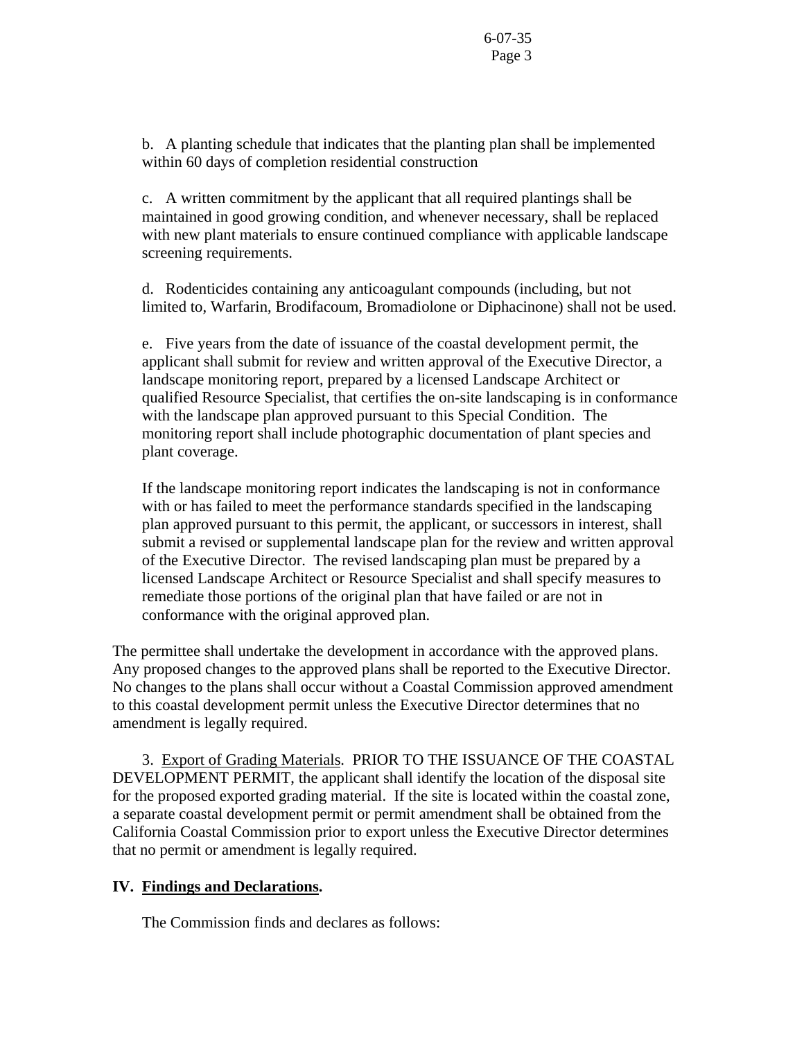b. A planting schedule that indicates that the planting plan shall be implemented within 60 days of completion residential construction

c. A written commitment by the applicant that all required plantings shall be maintained in good growing condition, and whenever necessary, shall be replaced with new plant materials to ensure continued compliance with applicable landscape screening requirements.

d. Rodenticides containing any anticoagulant compounds (including, but not limited to, Warfarin, Brodifacoum, Bromadiolone or Diphacinone) shall not be used.

e. Five years from the date of issuance of the coastal development permit, the applicant shall submit for review and written approval of the Executive Director, a landscape monitoring report, prepared by a licensed Landscape Architect or qualified Resource Specialist, that certifies the on-site landscaping is in conformance with the landscape plan approved pursuant to this Special Condition. The monitoring report shall include photographic documentation of plant species and plant coverage.

If the landscape monitoring report indicates the landscaping is not in conformance with or has failed to meet the performance standards specified in the landscaping plan approved pursuant to this permit, the applicant, or successors in interest, shall submit a revised or supplemental landscape plan for the review and written approval of the Executive Director. The revised landscaping plan must be prepared by a licensed Landscape Architect or Resource Specialist and shall specify measures to remediate those portions of the original plan that have failed or are not in conformance with the original approved plan.

The permittee shall undertake the development in accordance with the approved plans. Any proposed changes to the approved plans shall be reported to the Executive Director. No changes to the plans shall occur without a Coastal Commission approved amendment to this coastal development permit unless the Executive Director determines that no amendment is legally required.

3. Export of Grading Materials. PRIOR TO THE ISSUANCE OF THE COASTAL DEVELOPMENT PERMIT, the applicant shall identify the location of the disposal site for the proposed exported grading material. If the site is located within the coastal zone, a separate coastal development permit or permit amendment shall be obtained from the California Coastal Commission prior to export unless the Executive Director determines that no permit or amendment is legally required.

## IV. Findings and Declarations.

The Commission finds and declares as follows: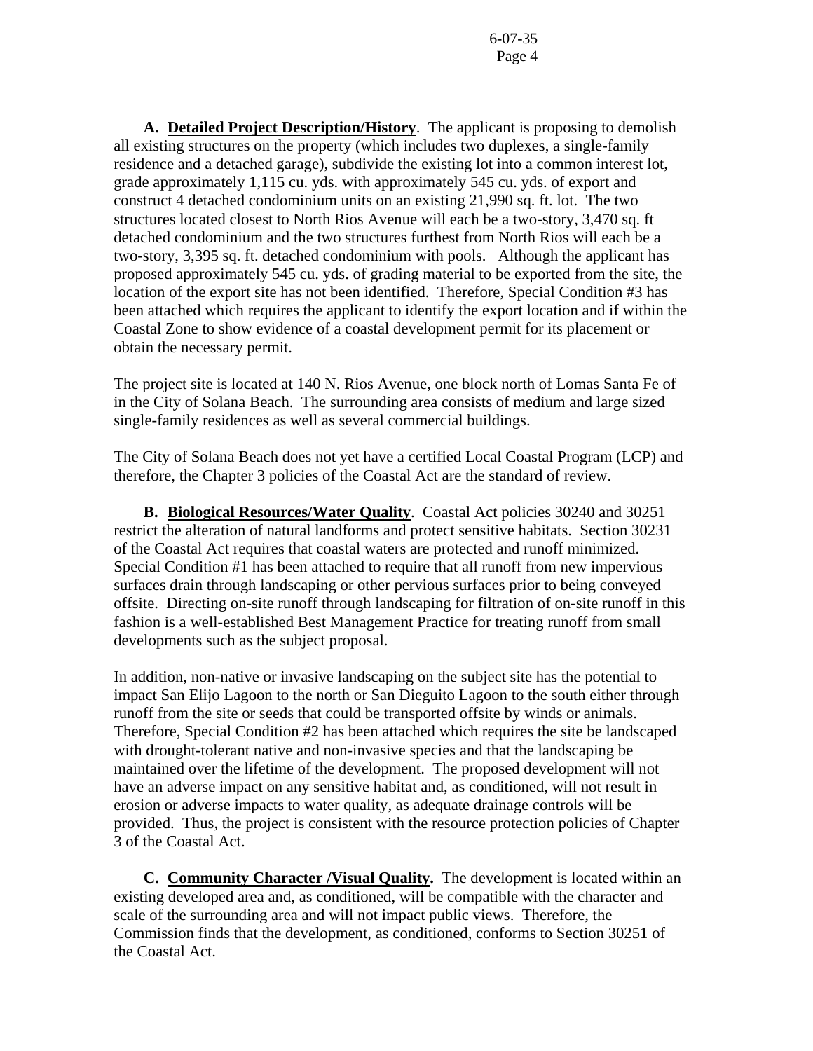**A. Detailed Project Description/History**. The applicant is proposing to demolish all existing structures on the property (which includes two duplexes, a single-family residence and a detached garage), subdivide the existing lot into a common interest lot, grade approximately 1,115 cu. yds. with approximately 545 cu. yds. of export and construct 4 detached condominium units on an existing 21,990 sq. ft. lot. The two structures located closest to North Rios Avenue will each be a two-story, 3,470 sq. ft detached condominium and the two structures furthest from North Rios will each be a two-story, 3,395 sq. ft. detached condominium with pools. Although the applicant has proposed approximately 545 cu. yds. of grading material to be exported from the site, the location of the export site has not been identified. Therefore, Special Condition #3 has been attached which requires the applicant to identify the export location and if within the Coastal Zone to show evidence of a coastal development permit for its placement or obtain the necessary permit.

The project site is located at 140 N. Rios Avenue, one block north of Lomas Santa Fe of in the City of Solana Beach. The surrounding area consists of medium and large sized single-family residences as well as several commercial buildings.

The City of Solana Beach does not yet have a certified Local Coastal Program (LCP) and therefore, the Chapter 3 policies of the Coastal Act are the standard of review.

**B. Biological Resources/Water Quality**. Coastal Act policies 30240 and 30251 restrict the alteration of natural landforms and protect sensitive habitats. Section 30231 of the Coastal Act requires that coastal waters are protected and runoff minimized. Special Condition #1 has been attached to require that all runoff from new impervious surfaces drain through landscaping or other pervious surfaces prior to being conveyed offsite. Directing on-site runoff through landscaping for filtration of on-site runoff in this fashion is a well-established Best Management Practice for treating runoff from small developments such as the subject proposal.

In addition, non-native or invasive landscaping on the subject site has the potential to impact San Elijo Lagoon to the north or San Dieguito Lagoon to the south either through runoff from the site or seeds that could be transported offsite by winds or animals. Therefore, Special Condition #2 has been attached which requires the site be landscaped with drought-tolerant native and non-invasive species and that the landscaping be maintained over the lifetime of the development. The proposed development will not have an adverse impact on any sensitive habitat and, as conditioned, will not result in erosion or adverse impacts to water quality, as adequate drainage controls will be provided. Thus, the project is consistent with the resource protection policies of Chapter 3 of the Coastal Act.

**C. Community Character /Visual Quality.** The development is located within an existing developed area and, as conditioned, will be compatible with the character and scale of the surrounding area and will not impact public views. Therefore, the Commission finds that the development, as conditioned, conforms to Section 30251 of the Coastal Act.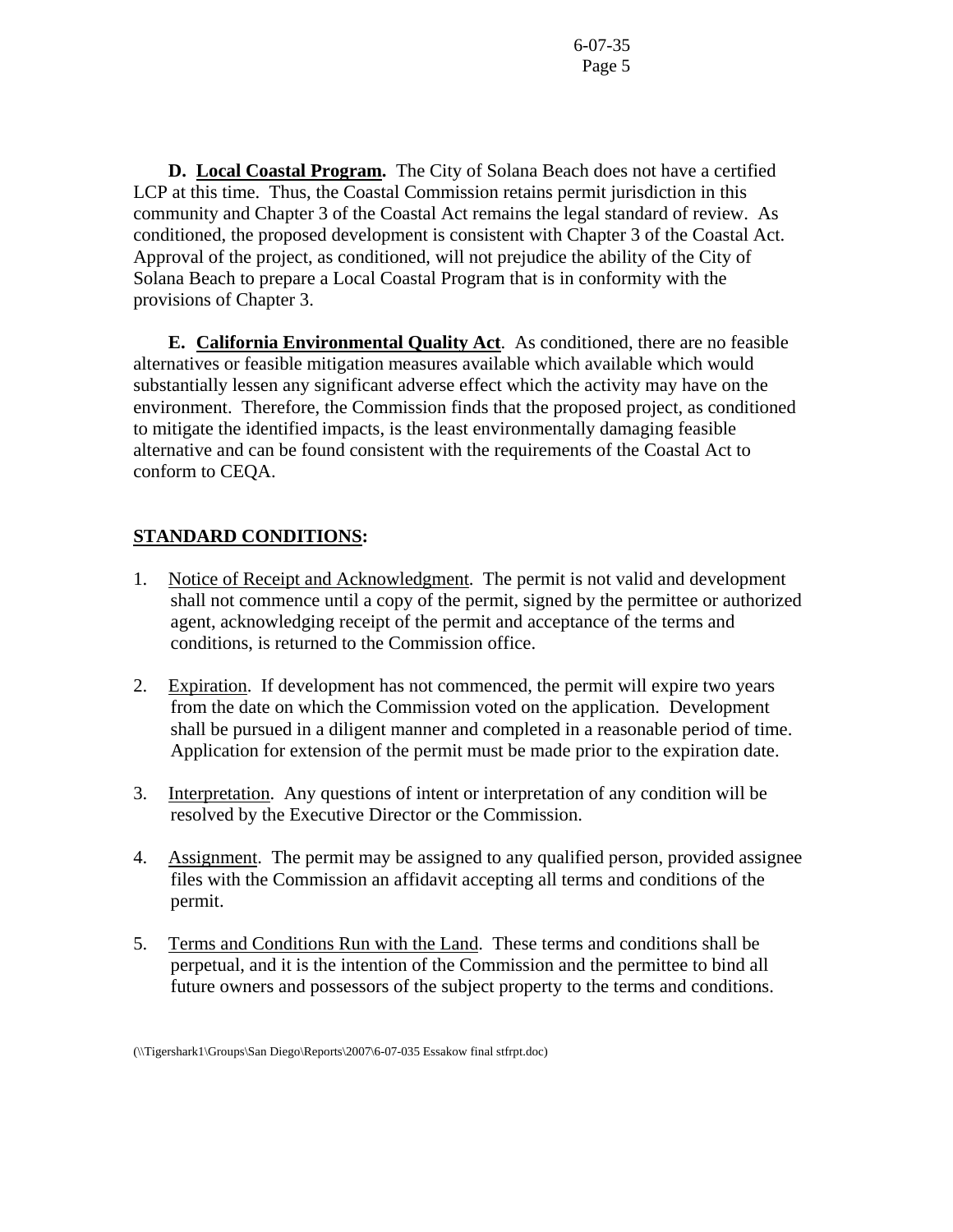**D. <u>Local Coastal Program</u>.** The City of Solana Beach does not have a certified LCP at this time. Thus, the Coastal Commission retains permit jurisdiction in this community and Chapter 3 of the Coastal Act remains the legal standard of review. As conditioned, the proposed development is consistent with Chapter 3 of the Coastal Act. Approval of the project, as conditioned, will not prejudice the ability of the City of Solana Beach to prepare a Local Coastal Program that is in conformity with the provisions of Chapter 3.

**E. <u>California Environmental Quality Act</u>**. As conditioned, there are no feasible alternatives or feasible mitigation measures available which available which would substantially lessen any significant adverse effect which the activity may have on the environment. Therefore, the Commission finds that the proposed project, as conditioned to mitigate the identified impacts, is the least environmentally damaging feasible alternative and can be found consistent with the requirements of the Coastal Act to conform to CEQA.

## STANDARD CONDITIONS:

1. Notice of Receipt and Acknowledgment. The permit is not valid and development shall not commence until a copy of the permit, signed by the permittee or authorized agent, acknowledging receipt of the permit and acceptance of the terms and conditions, is returned to the Commission office.

2. Expiration. If development has not commenced, the permit will expire two years from the date on which the Commission voted on the application. Development shall be pursued in a diligent manner and completed in a reasonable period of time. Application for extension of the permit must be made prior to the expiration date.

3. Interpretation. Any questions of intent or interpretation of any condition will be resolved by the Executive Director or the Commission.

4. Assignment. The permit may be assigned to any qualified person, provided assignee files with the Commission an affidavit accepting all terms and conditions of the permit.

5. Terms and Conditions Run with the Land. These terms and conditions shall be perpetual, and it is the intention of the Commission and the permittee to bind all future owners and possessors of the subject property to the terms and conditions.

(\\Tigershark1\Groups\San Diego\Reports\2007\6-07-035 Essakow final stfrpt.doc)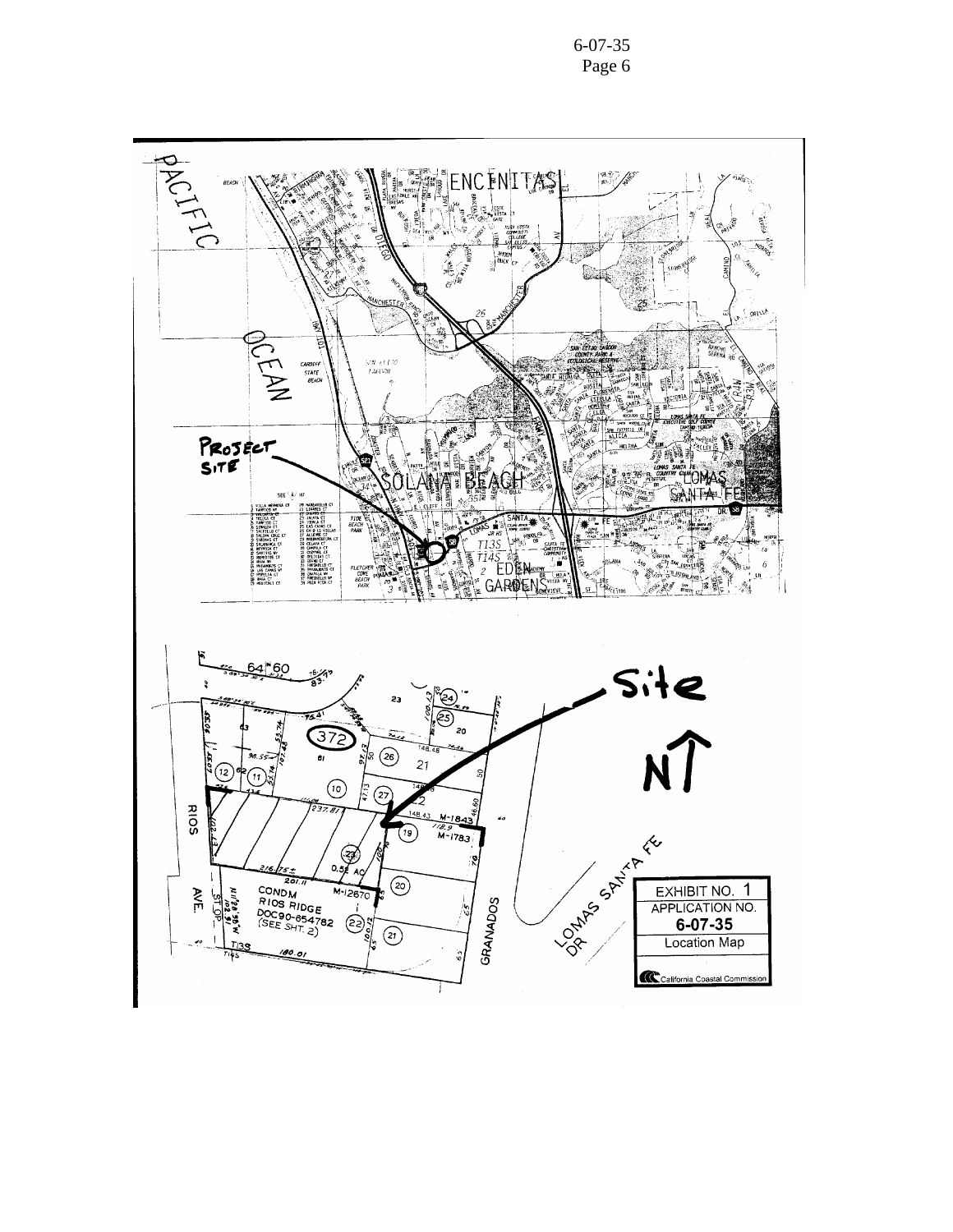**EXHIBIT NO. 1**

**APPLICATION NO.**

**6-07-35**

Location Map

California Coastal Commission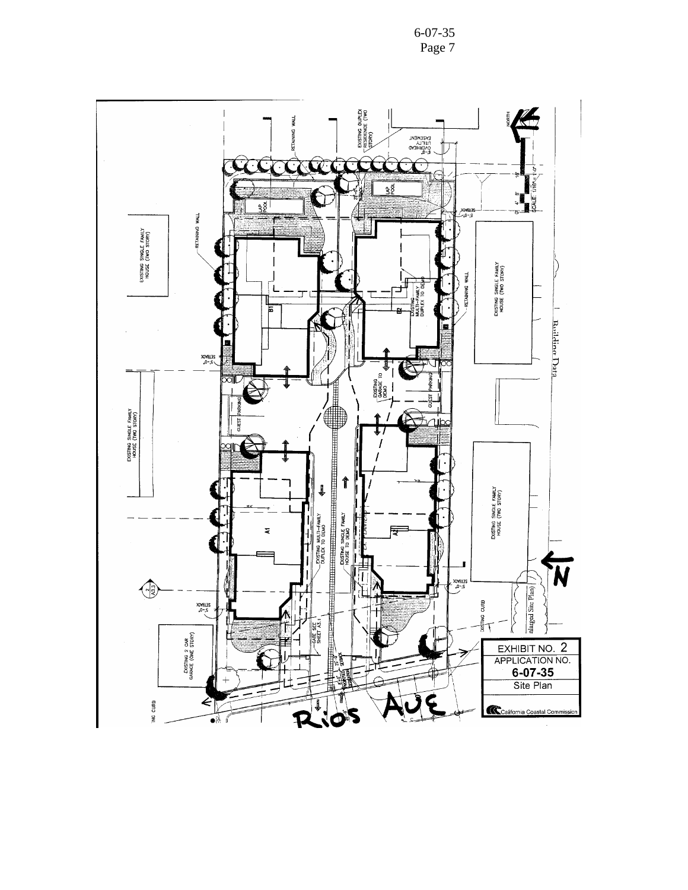EXISTING DUPLEX RESIDENCE (TWO STORY)

RETAINING WALL

NORTH

SCALE: 1/16" = 1'-0"

5'-0" OVERHEAD UTILITY EASEMENT

LAP POOL

LAP POOL

EXISTING SINGLE FAMILY HOUSE (TWO STORY)

EXISTING SINGLE FAMILY HOUSE (TWO STORY)

EXISTING MULTI-FAMILY DUPLEX TO DEMO

B1

B2

5'-0" SETBACK

EXISTING GARAGE TO DEMO

GUEST PARKING

GUEST PARKING

EXISTING SINGLE FAMILY HOUSE (TWO STORY)

EXISTING SINGLE FAMILY HOUSE (TWO STORY)

EXISTING MULTI-FAMILY DUPLEX TO DEMO

EXISTING SINGLE FAMILY HOUSE TO DEMO

A1

A2

GATE SEE SHEET A3.1

EXISTING 2 CAR GARAGE (ONE STORY)

EXISTING CURB

Rios AVE

N

EXHIBIT NO. 2

APPLICATION NO.

6-07-35

Site Plan

California Coastal Commission